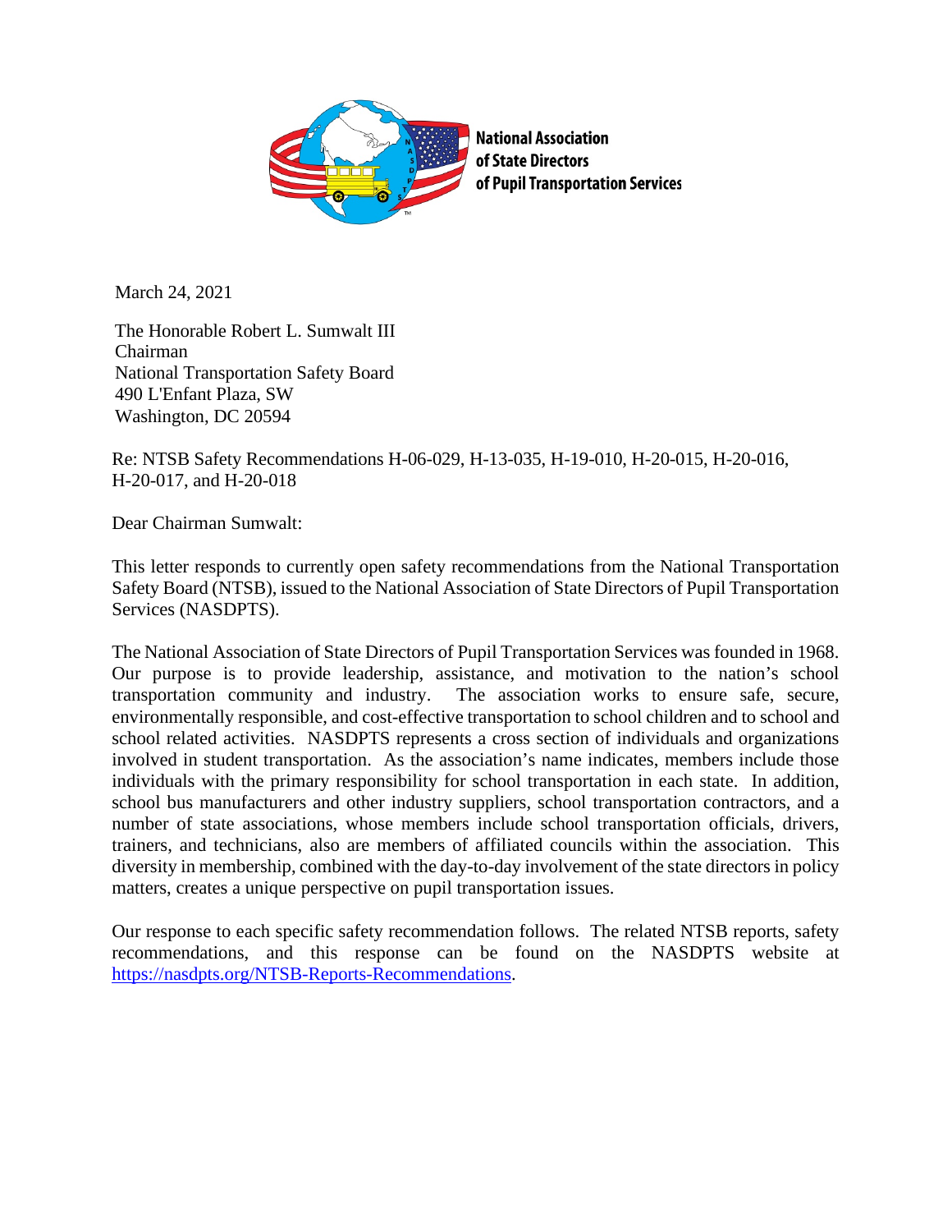**National Association of State Directors of Pupil Transportation Services**

March 24, 2021

The Honorable Robert L. Sumwalt III
Chairman
National Transportation Safety Board
490 L'Enfant Plaza, SW
Washington, DC 20594

Re: NTSB Safety Recommendations H-06-029, H-13-035, H-19-010, H-20-015, H-20-016, H-20-017, and H-20-018

Dear Chairman Sumwalt:

This letter responds to currently open safety recommendations from the National Transportation Safety Board (NTSB), issued to the National Association of State Directors of Pupil Transportation Services (NASDPTS).

The National Association of State Directors of Pupil Transportation Services was founded in 1968. Our purpose is to provide leadership, assistance, and motivation to the nation's school transportation community and industry. The association works to ensure safe, secure, environmentally responsible, and cost-effective transportation to school children and to school and school related activities. NASDPTS represents a cross section of individuals and organizations involved in student transportation. As the association's name indicates, members include those individuals with the primary responsibility for school transportation in each state. In addition, school bus manufacturers and other industry suppliers, school transportation contractors, and a number of state associations, whose members include school transportation officials, drivers, trainers, and technicians, also are members of affiliated councils within the association. This diversity in membership, combined with the day-to-day involvement of the state directors in policy matters, creates a unique perspective on pupil transportation issues.

Our response to each specific safety recommendation follows. The related NTSB reports, safety recommendations, and this response can be found on the NASDPTS website at https://nasdpts.org/NTSB-Reports-Recommendations.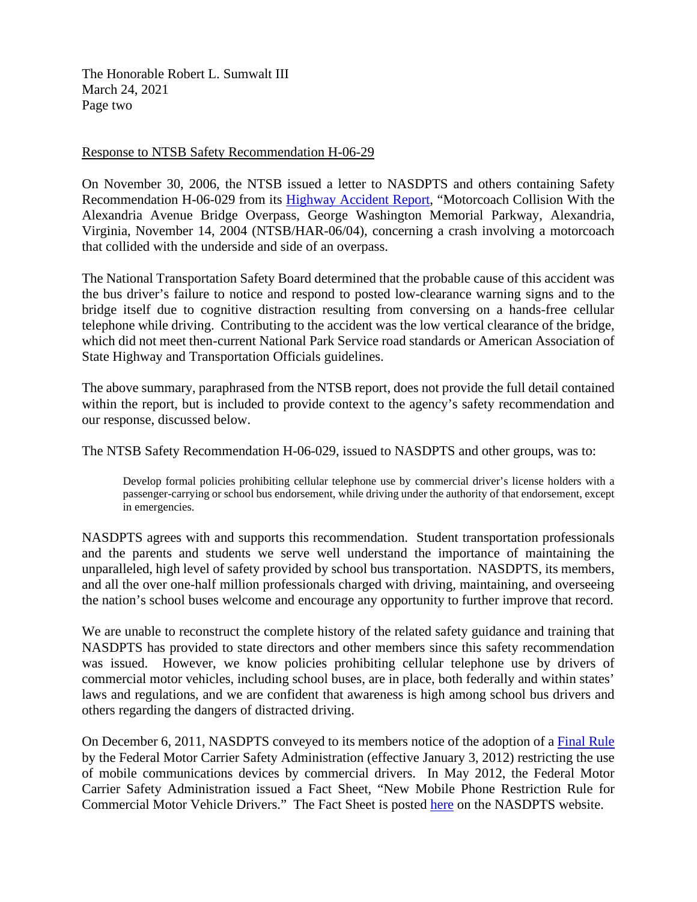Response to NTSB Safety Recommendation H-06-29

On November 30, 2006, the NTSB issued a letter to NASDPTS and others containing Safety Recommendation H-06-029 from its Highway Accident Report, "Motorcoach Collision With the Alexandria Avenue Bridge Overpass, George Washington Memorial Parkway, Alexandria, Virginia, November 14, 2004 (NTSB/HAR-06/04), concerning a crash involving a motorcoach that collided with the underside and side of an overpass.

The National Transportation Safety Board determined that the probable cause of this accident was the bus driver's failure to notice and respond to posted low-clearance warning signs and to the bridge itself due to cognitive distraction resulting from conversing on a hands-free cellular telephone while driving. Contributing to the accident was the low vertical clearance of the bridge, which did not meet then-current National Park Service road standards or American Association of State Highway and Transportation Officials guidelines.

The above summary, paraphrased from the NTSB report, does not provide the full detail contained within the report, but is included to provide context to the agency's safety recommendation and our response, discussed below.

The NTSB Safety Recommendation H-06-029, issued to NASDPTS and other groups, was to:

> Develop formal policies prohibiting cellular telephone use by commercial driver's license holders with a passenger-carrying or school bus endorsement, while driving under the authority of that endorsement, except in emergencies.

NASDPTS agrees with and supports this recommendation. Student transportation professionals and the parents and students we serve well understand the importance of maintaining the unparalleled, high level of safety provided by school bus transportation. NASDPTS, its members, and all the over one-half million professionals charged with driving, maintaining, and overseeing the nation's school buses welcome and encourage any opportunity to further improve that record.

We are unable to reconstruct the complete history of the related safety guidance and training that NASDPTS has provided to state directors and other members since this safety recommendation was issued. However, we know policies prohibiting cellular telephone use by drivers of commercial motor vehicles, including school buses, are in place, both federally and within states' laws and regulations, and we are confident that awareness is high among school bus drivers and others regarding the dangers of distracted driving.

On December 6, 2011, NASDPTS conveyed to its members notice of the adoption of a Final Rule by the Federal Motor Carrier Safety Administration (effective January 3, 2012) restricting the use of mobile communications devices by commercial drivers. In May 2012, the Federal Motor Carrier Safety Administration issued a Fact Sheet, "New Mobile Phone Restriction Rule for Commercial Motor Vehicle Drivers." The Fact Sheet is posted here on the NASDPTS website.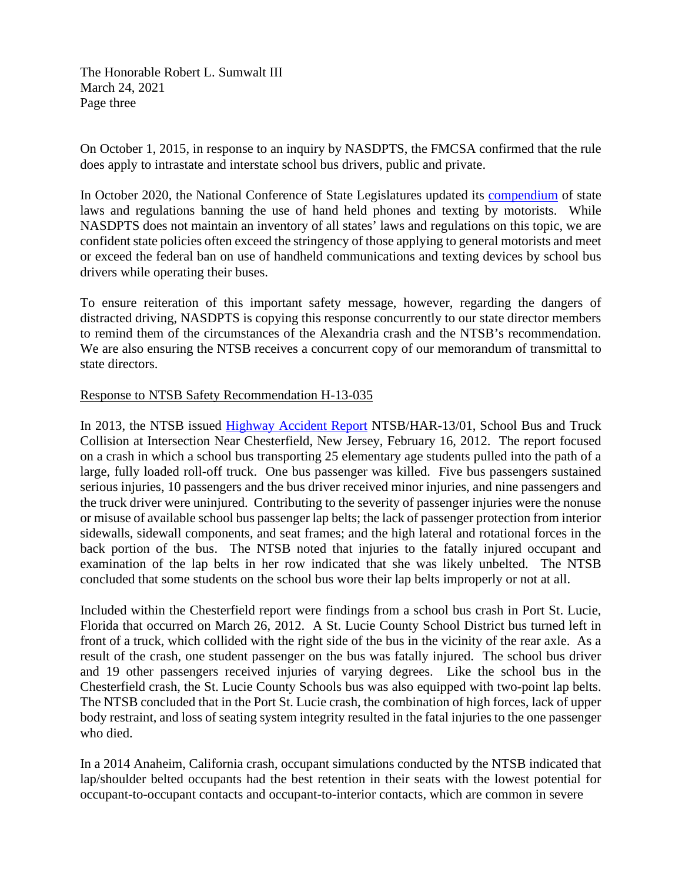On October 1, 2015, in response to an inquiry by NASDPTS, the FMCSA confirmed that the rule does apply to intrastate and interstate school bus drivers, public and private.

In October 2020, the National Conference of State Legislatures updated its compendium of state laws and regulations banning the use of hand held phones and texting by motorists. While NASDPTS does not maintain an inventory of all states' laws and regulations on this topic, we are confident state policies often exceed the stringency of those applying to general motorists and meet or exceed the federal ban on use of handheld communications and texting devices by school bus drivers while operating their buses.

To ensure reiteration of this important safety message, however, regarding the dangers of distracted driving, NASDPTS is copying this response concurrently to our state director members to remind them of the circumstances of the Alexandria crash and the NTSB's recommendation. We are also ensuring the NTSB receives a concurrent copy of our memorandum of transmittal to state directors.

Response to NTSB Safety Recommendation H-13-035

In 2013, the NTSB issued Highway Accident Report NTSB/HAR-13/01, School Bus and Truck Collision at Intersection Near Chesterfield, New Jersey, February 16, 2012. The report focused on a crash in which a school bus transporting 25 elementary age students pulled into the path of a large, fully loaded roll-off truck. One bus passenger was killed. Five bus passengers sustained serious injuries, 10 passengers and the bus driver received minor injuries, and nine passengers and the truck driver were uninjured. Contributing to the severity of passenger injuries were the nonuse or misuse of available school bus passenger lap belts; the lack of passenger protection from interior sidewalls, sidewall components, and seat frames; and the high lateral and rotational forces in the back portion of the bus. The NTSB noted that injuries to the fatally injured occupant and examination of the lap belts in her row indicated that she was likely unbelted. The NTSB concluded that some students on the school bus wore their lap belts improperly or not at all.

Included within the Chesterfield report were findings from a school bus crash in Port St. Lucie, Florida that occurred on March 26, 2012. A St. Lucie County School District bus turned left in front of a truck, which collided with the right side of the bus in the vicinity of the rear axle. As a result of the crash, one student passenger on the bus was fatally injured. The school bus driver and 19 other passengers received injuries of varying degrees. Like the school bus in the Chesterfield crash, the St. Lucie County Schools bus was also equipped with two-point lap belts. The NTSB concluded that in the Port St. Lucie crash, the combination of high forces, lack of upper body restraint, and loss of seating system integrity resulted in the fatal injuries to the one passenger who died.

In a 2014 Anaheim, California crash, occupant simulations conducted by the NTSB indicated that lap/shoulder belted occupants had the best retention in their seats with the lowest potential for occupant-to-occupant contacts and occupant-to-interior contacts, which are common in severe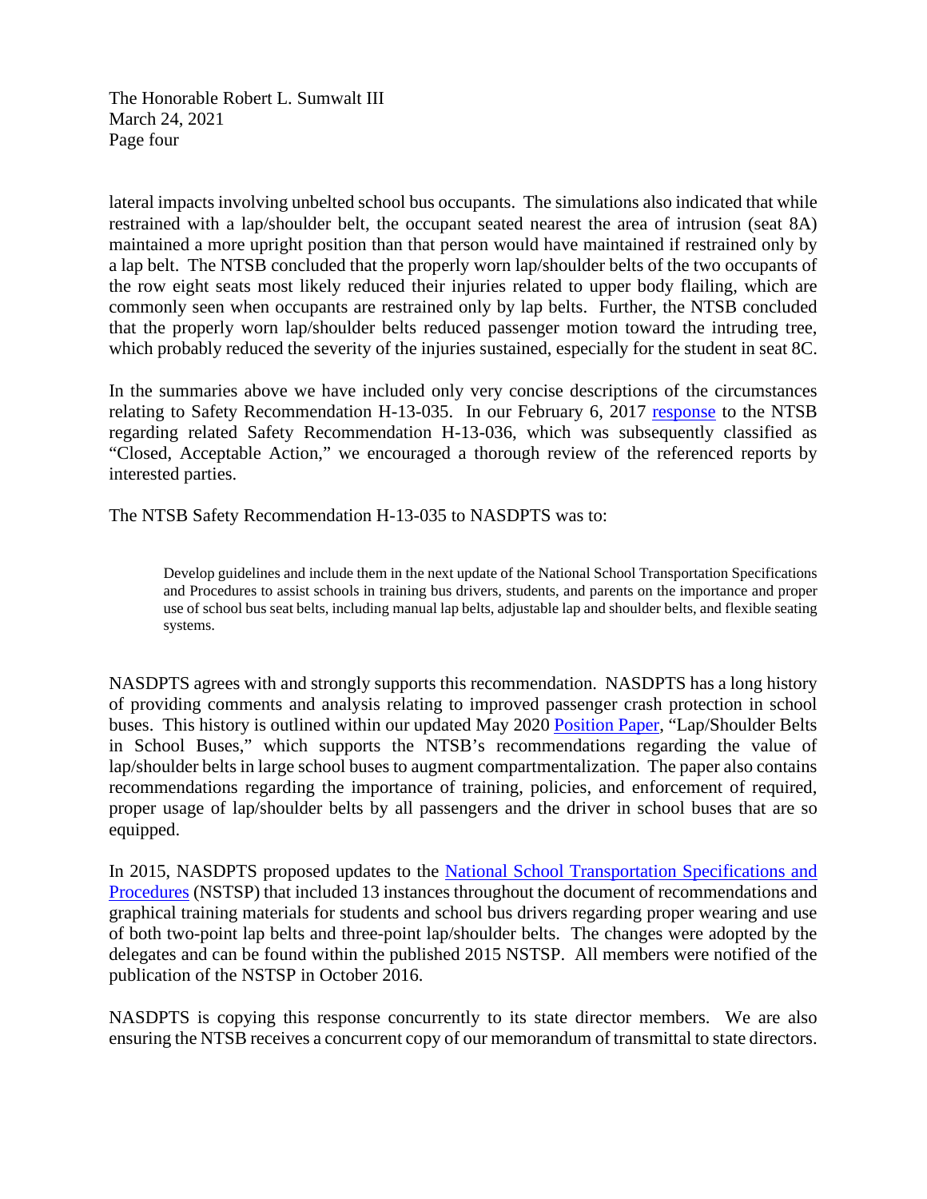lateral impacts involving unbelted school bus occupants. The simulations also indicated that while restrained with a lap/shoulder belt, the occupant seated nearest the area of intrusion (seat 8A) maintained a more upright position than that person would have maintained if restrained only by a lap belt. The NTSB concluded that the properly worn lap/shoulder belts of the two occupants of the row eight seats most likely reduced their injuries related to upper body flailing, which are commonly seen when occupants are restrained only by lap belts. Further, the NTSB concluded that the properly worn lap/shoulder belts reduced passenger motion toward the intruding tree, which probably reduced the severity of the injuries sustained, especially for the student in seat 8C.

In the summaries above we have included only very concise descriptions of the circumstances relating to Safety Recommendation H-13-035. In our February 6, 2017 response to the NTSB regarding related Safety Recommendation H-13-036, which was subsequently classified as "Closed, Acceptable Action," we encouraged a thorough review of the referenced reports by interested parties.

The NTSB Safety Recommendation H-13-035 to NASDPTS was to:

> Develop guidelines and include them in the next update of the National School Transportation Specifications and Procedures to assist schools in training bus drivers, students, and parents on the importance and proper use of school bus seat belts, including manual lap belts, adjustable lap and shoulder belts, and flexible seating systems.

NASDPTS agrees with and strongly supports this recommendation. NASDPTS has a long history of providing comments and analysis relating to improved passenger crash protection in school buses. This history is outlined within our updated May 2020 Position Paper, "Lap/Shoulder Belts in School Buses," which supports the NTSB's recommendations regarding the value of lap/shoulder belts in large school buses to augment compartmentalization. The paper also contains recommendations regarding the importance of training, policies, and enforcement of required, proper usage of lap/shoulder belts by all passengers and the driver in school buses that are so equipped.

In 2015, NASDPTS proposed updates to the National School Transportation Specifications and Procedures (NSTSP) that included 13 instances throughout the document of recommendations and graphical training materials for students and school bus drivers regarding proper wearing and use of both two-point lap belts and three-point lap/shoulder belts. The changes were adopted by the delegates and can be found within the published 2015 NSTSP. All members were notified of the publication of the NSTSP in October 2016.

NASDPTS is copying this response concurrently to its state director members. We are also ensuring the NTSB receives a concurrent copy of our memorandum of transmittal to state directors.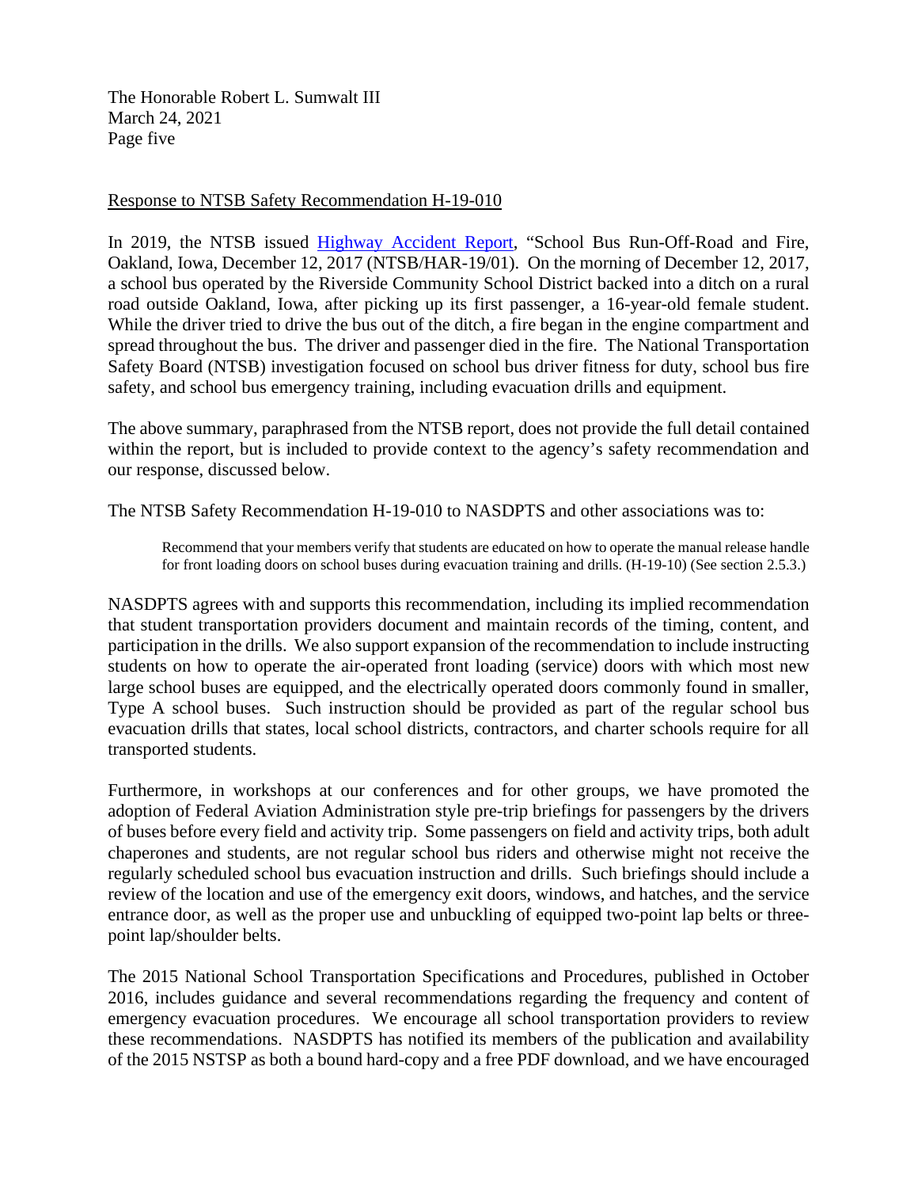The Honorable Robert L. Sumwalt III
March 24, 2021
Page five

Response to NTSB Safety Recommendation H-19-010

In 2019, the NTSB issued Highway Accident Report, "School Bus Run-Off-Road and Fire, Oakland, Iowa, December 12, 2017 (NTSB/HAR-19/01). On the morning of December 12, 2017, a school bus operated by the Riverside Community School District backed into a ditch on a rural road outside Oakland, Iowa, after picking up its first passenger, a 16-year-old female student. While the driver tried to drive the bus out of the ditch, a fire began in the engine compartment and spread throughout the bus. The driver and passenger died in the fire. The National Transportation Safety Board (NTSB) investigation focused on school bus driver fitness for duty, school bus fire safety, and school bus emergency training, including evacuation drills and equipment.

The above summary, paraphrased from the NTSB report, does not provide the full detail contained within the report, but is included to provide context to the agency's safety recommendation and our response, discussed below.

The NTSB Safety Recommendation H-19-010 to NASDPTS and other associations was to:

> Recommend that your members verify that students are educated on how to operate the manual release handle for front loading doors on school buses during evacuation training and drills. (H-19-10) (See section 2.5.3.)

NASDPTS agrees with and supports this recommendation, including its implied recommendation that student transportation providers document and maintain records of the timing, content, and participation in the drills. We also support expansion of the recommendation to include instructing students on how to operate the air-operated front loading (service) doors with which most new large school buses are equipped, and the electrically operated doors commonly found in smaller, Type A school buses. Such instruction should be provided as part of the regular school bus evacuation drills that states, local school districts, contractors, and charter schools require for all transported students.

Furthermore, in workshops at our conferences and for other groups, we have promoted the adoption of Federal Aviation Administration style pre-trip briefings for passengers by the drivers of buses before every field and activity trip. Some passengers on field and activity trips, both adult chaperones and students, are not regular school bus riders and otherwise might not receive the regularly scheduled school bus evacuation instruction and drills. Such briefings should include a review of the location and use of the emergency exit doors, windows, and hatches, and the service entrance door, as well as the proper use and unbuckling of equipped two-point lap belts or three-point lap/shoulder belts.

The 2015 National School Transportation Specifications and Procedures, published in October 2016, includes guidance and several recommendations regarding the frequency and content of emergency evacuation procedures. We encourage all school transportation providers to review these recommendations. NASDPTS has notified its members of the publication and availability of the 2015 NSTSP as both a bound hard-copy and a free PDF download, and we have encouraged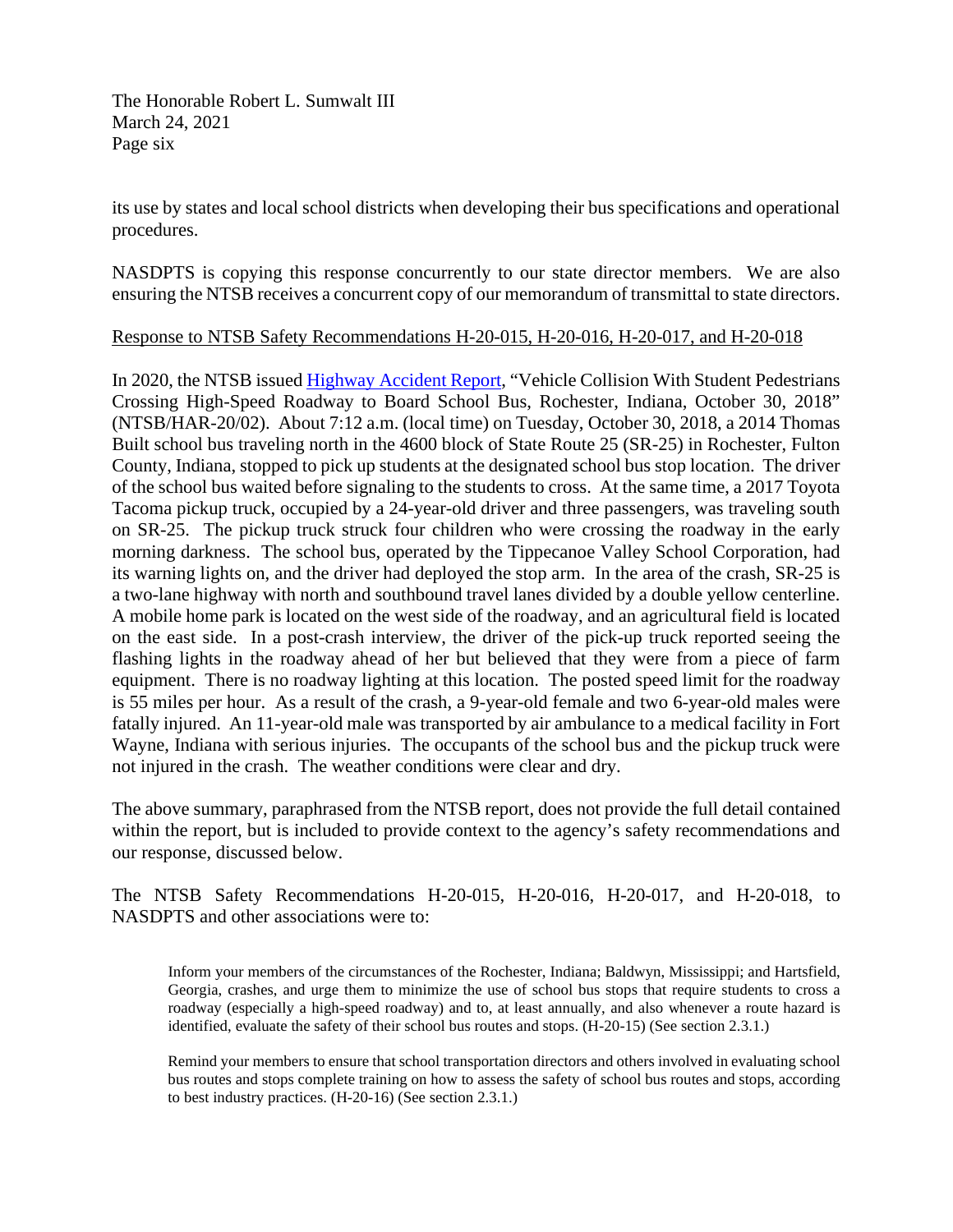its use by states and local school districts when developing their bus specifications and operational procedures.

NASDPTS is copying this response concurrently to our state director members. We are also ensuring the NTSB receives a concurrent copy of our memorandum of transmittal to state directors.

Response to NTSB Safety Recommendations H-20-015, H-20-016, H-20-017, and H-20-018

In 2020, the NTSB issued Highway Accident Report, "Vehicle Collision With Student Pedestrians Crossing High-Speed Roadway to Board School Bus, Rochester, Indiana, October 30, 2018" (NTSB/HAR-20/02). About 7:12 a.m. (local time) on Tuesday, October 30, 2018, a 2014 Thomas Built school bus traveling north in the 4600 block of State Route 25 (SR-25) in Rochester, Fulton County, Indiana, stopped to pick up students at the designated school bus stop location. The driver of the school bus waited before signaling to the students to cross. At the same time, a 2017 Toyota Tacoma pickup truck, occupied by a 24-year-old driver and three passengers, was traveling south on SR-25. The pickup truck struck four children who were crossing the roadway in the early morning darkness. The school bus, operated by the Tippecanoe Valley School Corporation, had its warning lights on, and the driver had deployed the stop arm. In the area of the crash, SR-25 is a two-lane highway with north and southbound travel lanes divided by a double yellow centerline. A mobile home park is located on the west side of the roadway, and an agricultural field is located on the east side. In a post-crash interview, the driver of the pick-up truck reported seeing the flashing lights in the roadway ahead of her but believed that they were from a piece of farm equipment. There is no roadway lighting at this location. The posted speed limit for the roadway is 55 miles per hour. As a result of the crash, a 9-year-old female and two 6-year-old males were fatally injured. An 11-year-old male was transported by air ambulance to a medical facility in Fort Wayne, Indiana with serious injuries. The occupants of the school bus and the pickup truck were not injured in the crash. The weather conditions were clear and dry.

The above summary, paraphrased from the NTSB report, does not provide the full detail contained within the report, but is included to provide context to the agency's safety recommendations and our response, discussed below.

The NTSB Safety Recommendations H-20-015, H-20-016, H-20-017, and H-20-018, to NASDPTS and other associations were to:

> Inform your members of the circumstances of the Rochester, Indiana; Baldwyn, Mississippi; and Hartsfield, Georgia, crashes, and urge them to minimize the use of school bus stops that require students to cross a roadway (especially a high-speed roadway) and to, at least annually, and also whenever a route hazard is identified, evaluate the safety of their school bus routes and stops. (H-20-15) (See section 2.3.1.)
>
> Remind your members to ensure that school transportation directors and others involved in evaluating school bus routes and stops complete training on how to assess the safety of school bus routes and stops, according to best industry practices. (H-20-16) (See section 2.3.1.)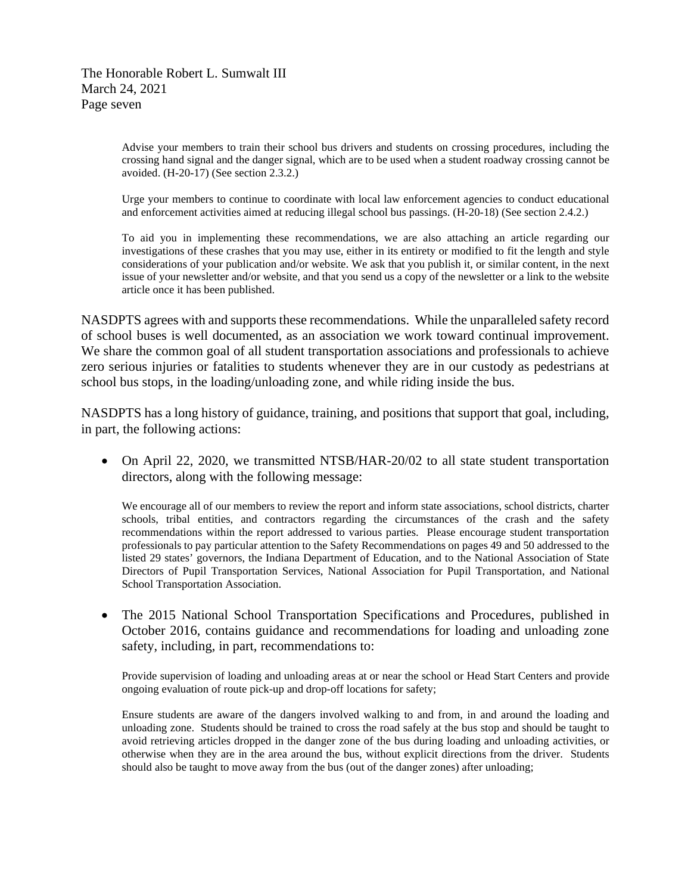> Advise your members to train their school bus drivers and students on crossing procedures, including the crossing hand signal and the danger signal, which are to be used when a student roadway crossing cannot be avoided. (H-20-17) (See section 2.3.2.)
>
> Urge your members to continue to coordinate with local law enforcement agencies to conduct educational and enforcement activities aimed at reducing illegal school bus passings. (H-20-18) (See section 2.4.2.)
>
> To aid you in implementing these recommendations, we are also attaching an article regarding our investigations of these crashes that you may use, either in its entirety or modified to fit the length and style considerations of your publication and/or website. We ask that you publish it, or similar content, in the next issue of your newsletter and/or website, and that you send us a copy of the newsletter or a link to the website article once it has been published.

NASDPTS agrees with and supports these recommendations. While the unparalleled safety record of school buses is well documented, as an association we work toward continual improvement. We share the common goal of all student transportation associations and professionals to achieve zero serious injuries or fatalities to students whenever they are in our custody as pedestrians at school bus stops, in the loading/unloading zone, and while riding inside the bus.

NASDPTS has a long history of guidance, training, and positions that support that goal, including, in part, the following actions:

- On April 22, 2020, we transmitted NTSB/HAR-20/02 to all state student transportation directors, along with the following message:

  > We encourage all of our members to review the report and inform state associations, school districts, charter schools, tribal entities, and contractors regarding the circumstances of the crash and the safety recommendations within the report addressed to various parties. Please encourage student transportation professionals to pay particular attention to the Safety Recommendations on pages 49 and 50 addressed to the listed 29 states' governors, the Indiana Department of Education, and to the National Association of State Directors of Pupil Transportation Services, National Association for Pupil Transportation, and National School Transportation Association.

- The 2015 National School Transportation Specifications and Procedures, published in October 2016, contains guidance and recommendations for loading and unloading zone safety, including, in part, recommendations to:

  > Provide supervision of loading and unloading areas at or near the school or Head Start Centers and provide ongoing evaluation of route pick-up and drop-off locations for safety;
  >
  > Ensure students are aware of the dangers involved walking to and from, in and around the loading and unloading zone. Students should be trained to cross the road safely at the bus stop and should be taught to avoid retrieving articles dropped in the danger zone of the bus during loading and unloading activities, or otherwise when they are in the area around the bus, without explicit directions from the driver. Students should also be taught to move away from the bus (out of the danger zones) after unloading;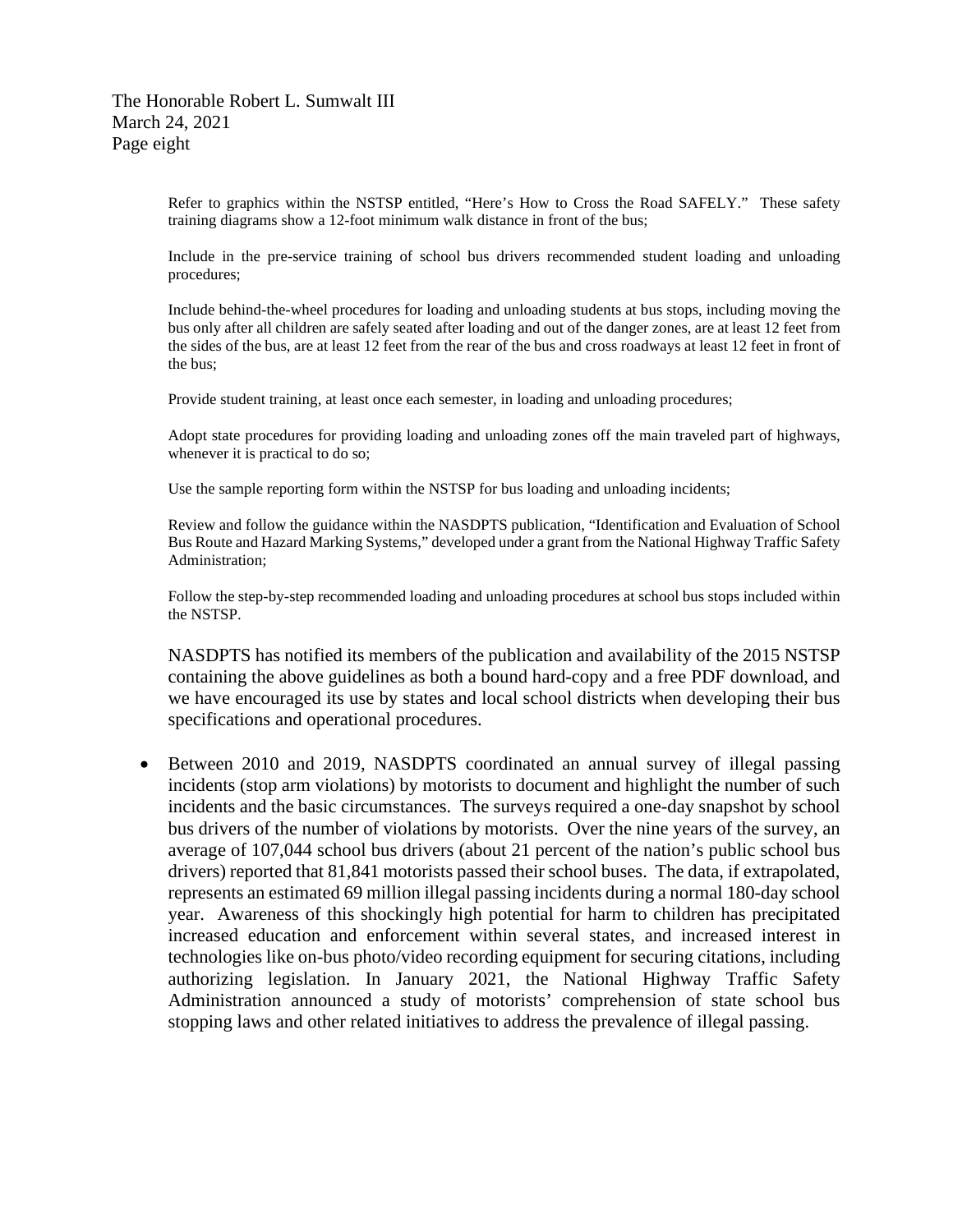Refer to graphics within the NSTSP entitled, "Here's How to Cross the Road SAFELY." These safety training diagrams show a 12-foot minimum walk distance in front of the bus;

Include in the pre-service training of school bus drivers recommended student loading and unloading procedures;

Include behind-the-wheel procedures for loading and unloading students at bus stops, including moving the bus only after all children are safely seated after loading and out of the danger zones, are at least 12 feet from the sides of the bus, are at least 12 feet from the rear of the bus and cross roadways at least 12 feet in front of the bus;

Provide student training, at least once each semester, in loading and unloading procedures;

Adopt state procedures for providing loading and unloading zones off the main traveled part of highways, whenever it is practical to do so;

Use the sample reporting form within the NSTSP for bus loading and unloading incidents;

Review and follow the guidance within the NASDPTS publication, "Identification and Evaluation of School Bus Route and Hazard Marking Systems," developed under a grant from the National Highway Traffic Safety Administration;

Follow the step-by-step recommended loading and unloading procedures at school bus stops included within the NSTSP.

NASDPTS has notified its members of the publication and availability of the 2015 NSTSP containing the above guidelines as both a bound hard-copy and a free PDF download, and we have encouraged its use by states and local school districts when developing their bus specifications and operational procedures.

- Between 2010 and 2019, NASDPTS coordinated an annual survey of illegal passing incidents (stop arm violations) by motorists to document and highlight the number of such incidents and the basic circumstances. The surveys required a one-day snapshot by school bus drivers of the number of violations by motorists. Over the nine years of the survey, an average of 107,044 school bus drivers (about 21 percent of the nation's public school bus drivers) reported that 81,841 motorists passed their school buses. The data, if extrapolated, represents an estimated 69 million illegal passing incidents during a normal 180-day school year. Awareness of this shockingly high potential for harm to children has precipitated increased education and enforcement within several states, and increased interest in technologies like on-bus photo/video recording equipment for securing citations, including authorizing legislation. In January 2021, the National Highway Traffic Safety Administration announced a study of motorists' comprehension of state school bus stopping laws and other related initiatives to address the prevalence of illegal passing.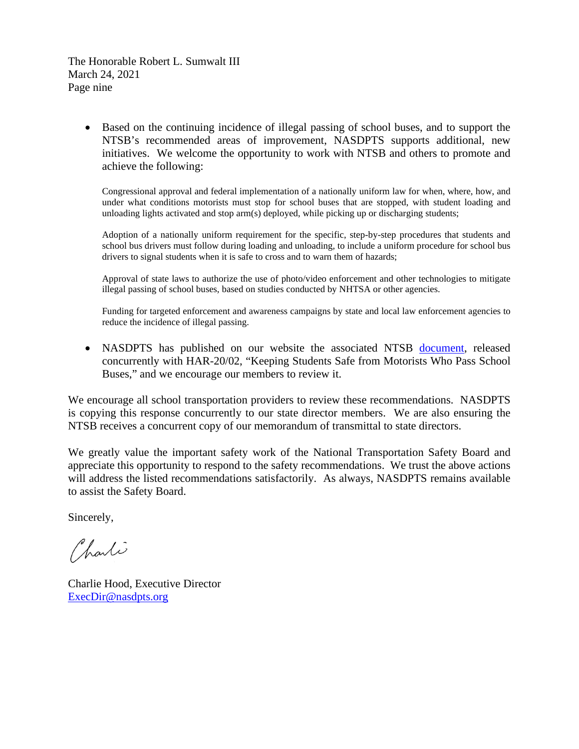- Based on the continuing incidence of illegal passing of school buses, and to support the NTSB's recommended areas of improvement, NASDPTS supports additional, new initiatives. We welcome the opportunity to work with NTSB and others to promote and achieve the following:

  Congressional approval and federal implementation of a nationally uniform law for when, where, how, and under what conditions motorists must stop for school buses that are stopped, with student loading and unloading lights activated and stop arm(s) deployed, while picking up or discharging students;

  Adoption of a nationally uniform requirement for the specific, step-by-step procedures that students and school bus drivers must follow during loading and unloading, to include a uniform procedure for school bus drivers to signal students when it is safe to cross and to warn them of hazards;

  Approval of state laws to authorize the use of photo/video enforcement and other technologies to mitigate illegal passing of school buses, based on studies conducted by NHTSA or other agencies.

  Funding for targeted enforcement and awareness campaigns by state and local law enforcement agencies to reduce the incidence of illegal passing.

- NASDPTS has published on our website the associated NTSB document, released concurrently with HAR-20/02, "Keeping Students Safe from Motorists Who Pass School Buses," and we encourage our members to review it.

We encourage all school transportation providers to review these recommendations. NASDPTS is copying this response concurrently to our state director members. We are also ensuring the NTSB receives a concurrent copy of our memorandum of transmittal to state directors.

We greatly value the important safety work of the National Transportation Safety Board and appreciate this opportunity to respond to the safety recommendations. We trust the above actions will address the listed recommendations satisfactorily. As always, NASDPTS remains available to assist the Safety Board.

Sincerely,

Charlie

Charlie Hood, Executive Director
ExecDir@nasdpts.org